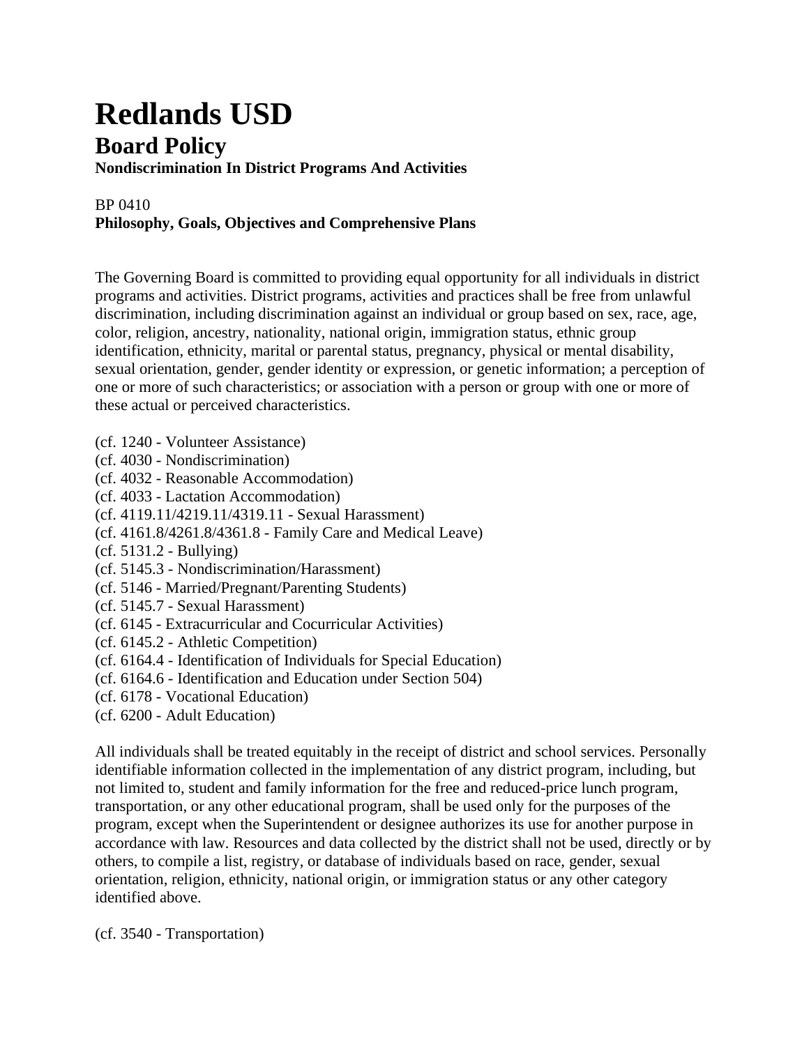# Redlands USD

## Board Policy

**Nondiscrimination In District Programs And Activities**

BP 0410
**Philosophy, Goals, Objectives and Comprehensive Plans**

The Governing Board is committed to providing equal opportunity for all individuals in district programs and activities. District programs, activities and practices shall be free from unlawful discrimination, including discrimination against an individual or group based on sex, race, age, color, religion, ancestry, nationality, national origin, immigration status, ethnic group identification, ethnicity, marital or parental status, pregnancy, physical or mental disability, sexual orientation, gender, gender identity or expression, or genetic information; a perception of one or more of such characteristics; or association with a person or group with one or more of these actual or perceived characteristics.

(cf. 1240 - Volunteer Assistance)
(cf. 4030 - Nondiscrimination)
(cf. 4032 - Reasonable Accommodation)
(cf. 4033 - Lactation Accommodation)
(cf. 4119.11/4219.11/4319.11 - Sexual Harassment)
(cf. 4161.8/4261.8/4361.8 - Family Care and Medical Leave)
(cf. 5131.2 - Bullying)
(cf. 5145.3 - Nondiscrimination/Harassment)
(cf. 5146 - Married/Pregnant/Parenting Students)
(cf. 5145.7 - Sexual Harassment)
(cf. 6145 - Extracurricular and Cocurricular Activities)
(cf. 6145.2 - Athletic Competition)
(cf. 6164.4 - Identification of Individuals for Special Education)
(cf. 6164.6 - Identification and Education under Section 504)
(cf. 6178 - Vocational Education)
(cf. 6200 - Adult Education)

All individuals shall be treated equitably in the receipt of district and school services. Personally identifiable information collected in the implementation of any district program, including, but not limited to, student and family information for the free and reduced-price lunch program, transportation, or any other educational program, shall be used only for the purposes of the program, except when the Superintendent or designee authorizes its use for another purpose in accordance with law. Resources and data collected by the district shall not be used, directly or by others, to compile a list, registry, or database of individuals based on race, gender, sexual orientation, religion, ethnicity, national origin, or immigration status or any other category identified above.

(cf. 3540 - Transportation)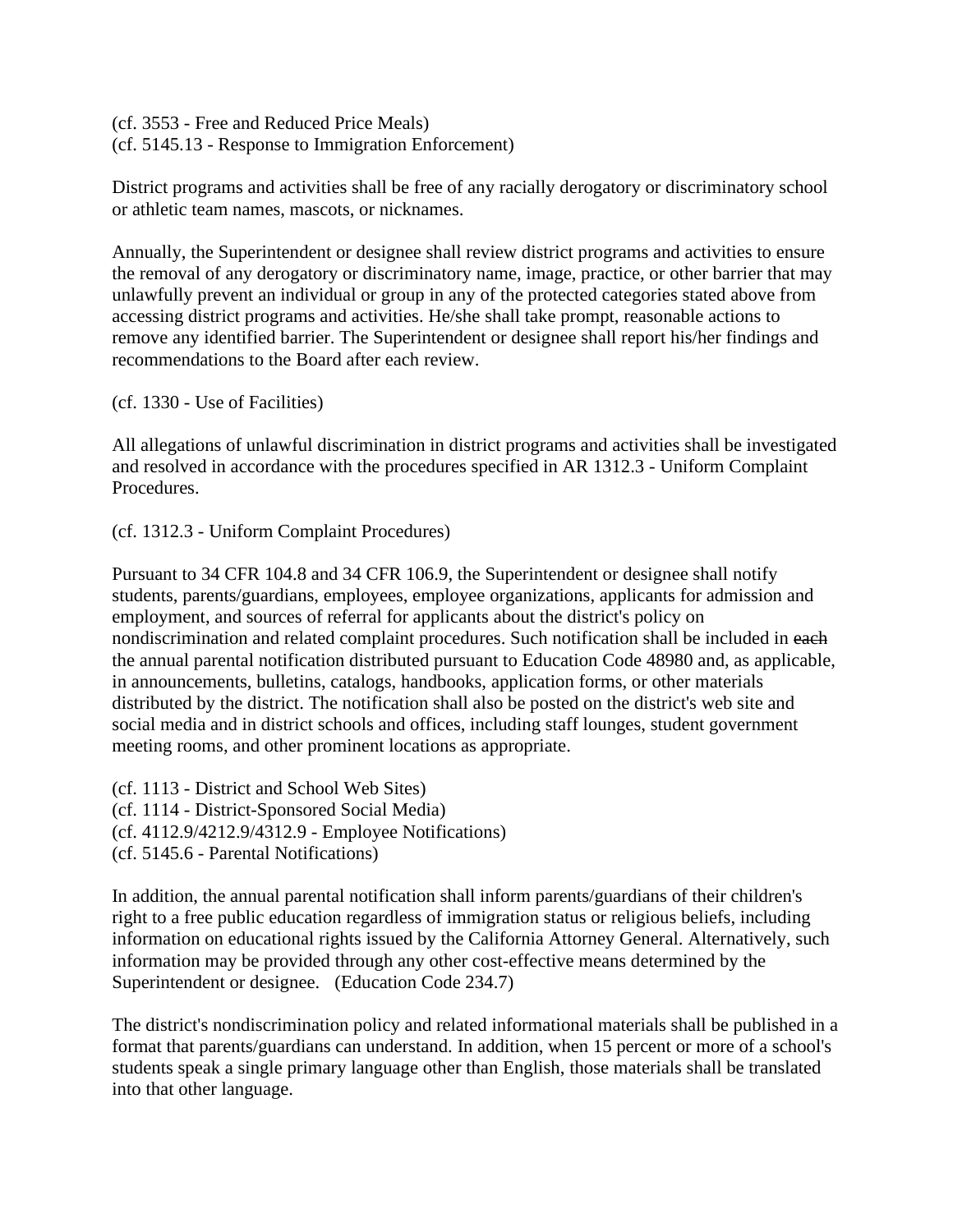(cf. 3553 - Free and Reduced Price Meals)
(cf. 5145.13 - Response to Immigration Enforcement)

District programs and activities shall be free of any racially derogatory or discriminatory school or athletic team names, mascots, or nicknames.

Annually, the Superintendent or designee shall review district programs and activities to ensure the removal of any derogatory or discriminatory name, image, practice, or other barrier that may unlawfully prevent an individual or group in any of the protected categories stated above from accessing district programs and activities. He/she shall take prompt, reasonable actions to remove any identified barrier. The Superintendent or designee shall report his/her findings and recommendations to the Board after each review.

(cf. 1330 - Use of Facilities)

All allegations of unlawful discrimination in district programs and activities shall be investigated and resolved in accordance with the procedures specified in AR 1312.3 - Uniform Complaint Procedures.

(cf. 1312.3 - Uniform Complaint Procedures)

Pursuant to 34 CFR 104.8 and 34 CFR 106.9, the Superintendent or designee shall notify students, parents/guardians, employees, employee organizations, applicants for admission and employment, and sources of referral for applicants about the district's policy on nondiscrimination and related complaint procedures. Such notification shall be included in ~~each~~ the annual parental notification distributed pursuant to Education Code 48980 and, as applicable, in announcements, bulletins, catalogs, handbooks, application forms, or other materials distributed by the district. The notification shall also be posted on the district's web site and social media and in district schools and offices, including staff lounges, student government meeting rooms, and other prominent locations as appropriate.

(cf. 1113 - District and School Web Sites)
(cf. 1114 - District-Sponsored Social Media)
(cf. 4112.9/4212.9/4312.9 - Employee Notifications)
(cf. 5145.6 - Parental Notifications)

In addition, the annual parental notification shall inform parents/guardians of their children's right to a free public education regardless of immigration status or religious beliefs, including information on educational rights issued by the California Attorney General. Alternatively, such information may be provided through any other cost-effective means determined by the Superintendent or designee. (Education Code 234.7)

The district's nondiscrimination policy and related informational materials shall be published in a format that parents/guardians can understand. In addition, when 15 percent or more of a school's students speak a single primary language other than English, those materials shall be translated into that other language.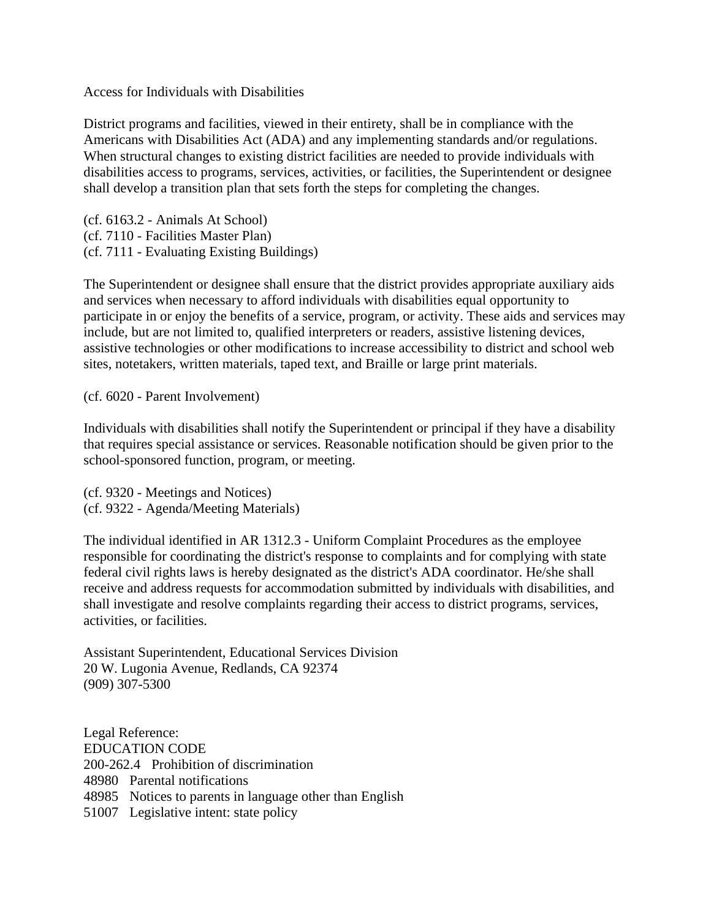Access for Individuals with Disabilities

District programs and facilities, viewed in their entirety, shall be in compliance with the Americans with Disabilities Act (ADA) and any implementing standards and/or regulations. When structural changes to existing district facilities are needed to provide individuals with disabilities access to programs, services, activities, or facilities, the Superintendent or designee shall develop a transition plan that sets forth the steps for completing the changes.

(cf. 6163.2 - Animals At School)
(cf. 7110 - Facilities Master Plan)
(cf. 7111 - Evaluating Existing Buildings)

The Superintendent or designee shall ensure that the district provides appropriate auxiliary aids and services when necessary to afford individuals with disabilities equal opportunity to participate in or enjoy the benefits of a service, program, or activity. These aids and services may include, but are not limited to, qualified interpreters or readers, assistive listening devices, assistive technologies or other modifications to increase accessibility to district and school web sites, notetakers, written materials, taped text, and Braille or large print materials.

(cf. 6020 - Parent Involvement)

Individuals with disabilities shall notify the Superintendent or principal if they have a disability that requires special assistance or services. Reasonable notification should be given prior to the school-sponsored function, program, or meeting.

(cf. 9320 - Meetings and Notices)
(cf. 9322 - Agenda/Meeting Materials)

The individual identified in AR 1312.3 - Uniform Complaint Procedures as the employee responsible for coordinating the district's response to complaints and for complying with state federal civil rights laws is hereby designated as the district's ADA coordinator. He/she shall receive and address requests for accommodation submitted by individuals with disabilities, and shall investigate and resolve complaints regarding their access to district programs, services, activities, or facilities.

Assistant Superintendent, Educational Services Division
20 W. Lugonia Avenue, Redlands, CA 92374
(909) 307-5300

Legal Reference:
EDUCATION CODE
200-262.4 Prohibition of discrimination
48980 Parental notifications
48985 Notices to parents in language other than English
51007 Legislative intent: state policy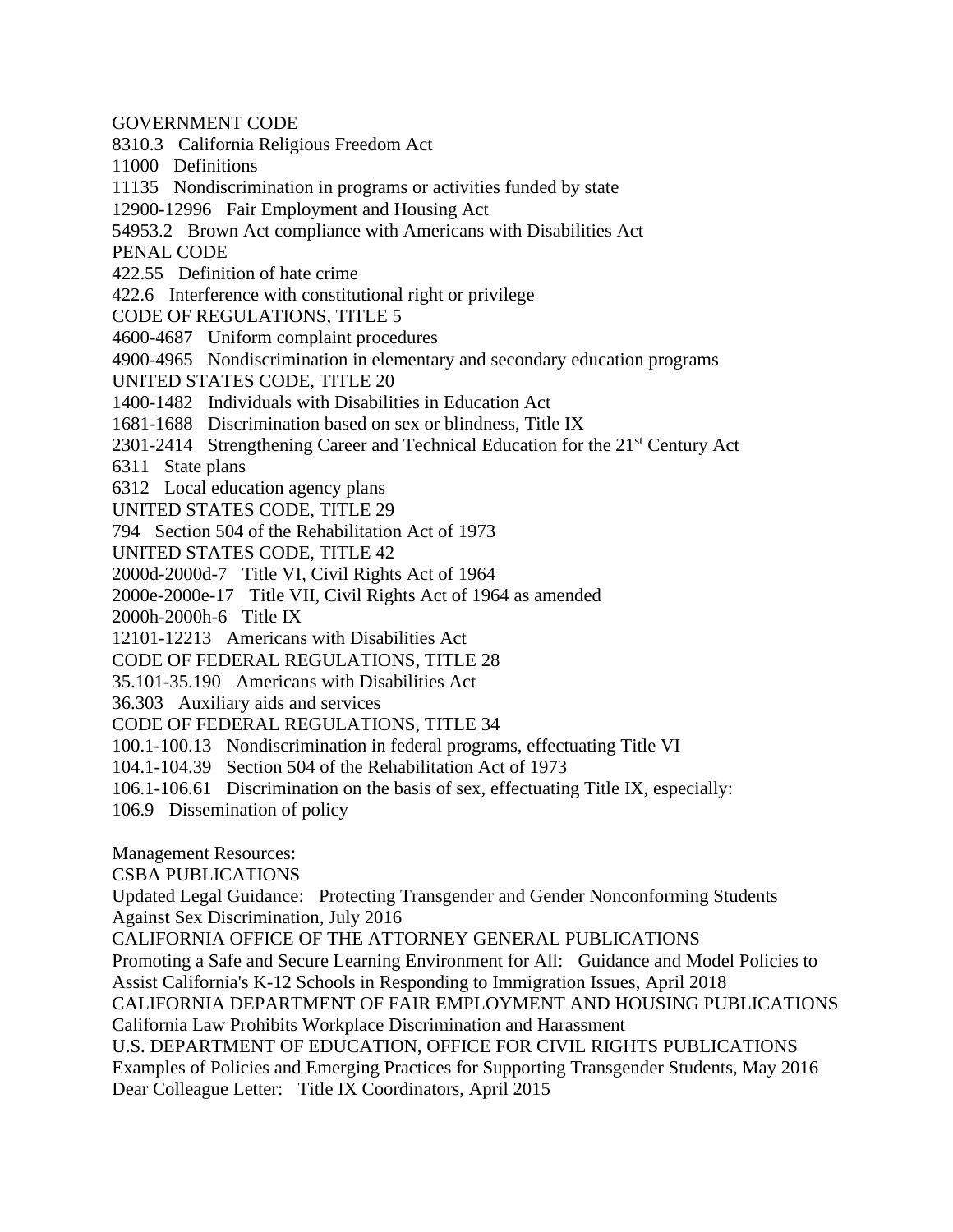GOVERNMENT CODE

8310.3 California Religious Freedom Act

11000 Definitions

11135 Nondiscrimination in programs or activities funded by state

12900-12996 Fair Employment and Housing Act

54953.2 Brown Act compliance with Americans with Disabilities Act

PENAL CODE

422.55 Definition of hate crime

422.6 Interference with constitutional right or privilege

CODE OF REGULATIONS, TITLE 5

4600-4687 Uniform complaint procedures

4900-4965 Nondiscrimination in elementary and secondary education programs

UNITED STATES CODE, TITLE 20

1400-1482 Individuals with Disabilities in Education Act

1681-1688 Discrimination based on sex or blindness, Title IX

2301-2414 Strengthening Career and Technical Education for the 21st Century Act

6311 State plans

6312 Local education agency plans

UNITED STATES CODE, TITLE 29

794 Section 504 of the Rehabilitation Act of 1973

UNITED STATES CODE, TITLE 42

2000d-2000d-7 Title VI, Civil Rights Act of 1964

2000e-2000e-17 Title VII, Civil Rights Act of 1964 as amended

2000h-2000h-6 Title IX

12101-12213 Americans with Disabilities Act

CODE OF FEDERAL REGULATIONS, TITLE 28

35.101-35.190 Americans with Disabilities Act

36.303 Auxiliary aids and services

CODE OF FEDERAL REGULATIONS, TITLE 34

100.1-100.13 Nondiscrimination in federal programs, effectuating Title VI

104.1-104.39 Section 504 of the Rehabilitation Act of 1973

106.1-106.61 Discrimination on the basis of sex, effectuating Title IX, especially:

106.9 Dissemination of policy

Management Resources:

CSBA PUBLICATIONS

Updated Legal Guidance: Protecting Transgender and Gender Nonconforming Students Against Sex Discrimination, July 2016

CALIFORNIA OFFICE OF THE ATTORNEY GENERAL PUBLICATIONS

Promoting a Safe and Secure Learning Environment for All: Guidance and Model Policies to Assist California's K-12 Schools in Responding to Immigration Issues, April 2018

CALIFORNIA DEPARTMENT OF FAIR EMPLOYMENT AND HOUSING PUBLICATIONS

California Law Prohibits Workplace Discrimination and Harassment

U.S. DEPARTMENT OF EDUCATION, OFFICE FOR CIVIL RIGHTS PUBLICATIONS

Examples of Policies and Emerging Practices for Supporting Transgender Students, May 2016

Dear Colleague Letter: Title IX Coordinators, April 2015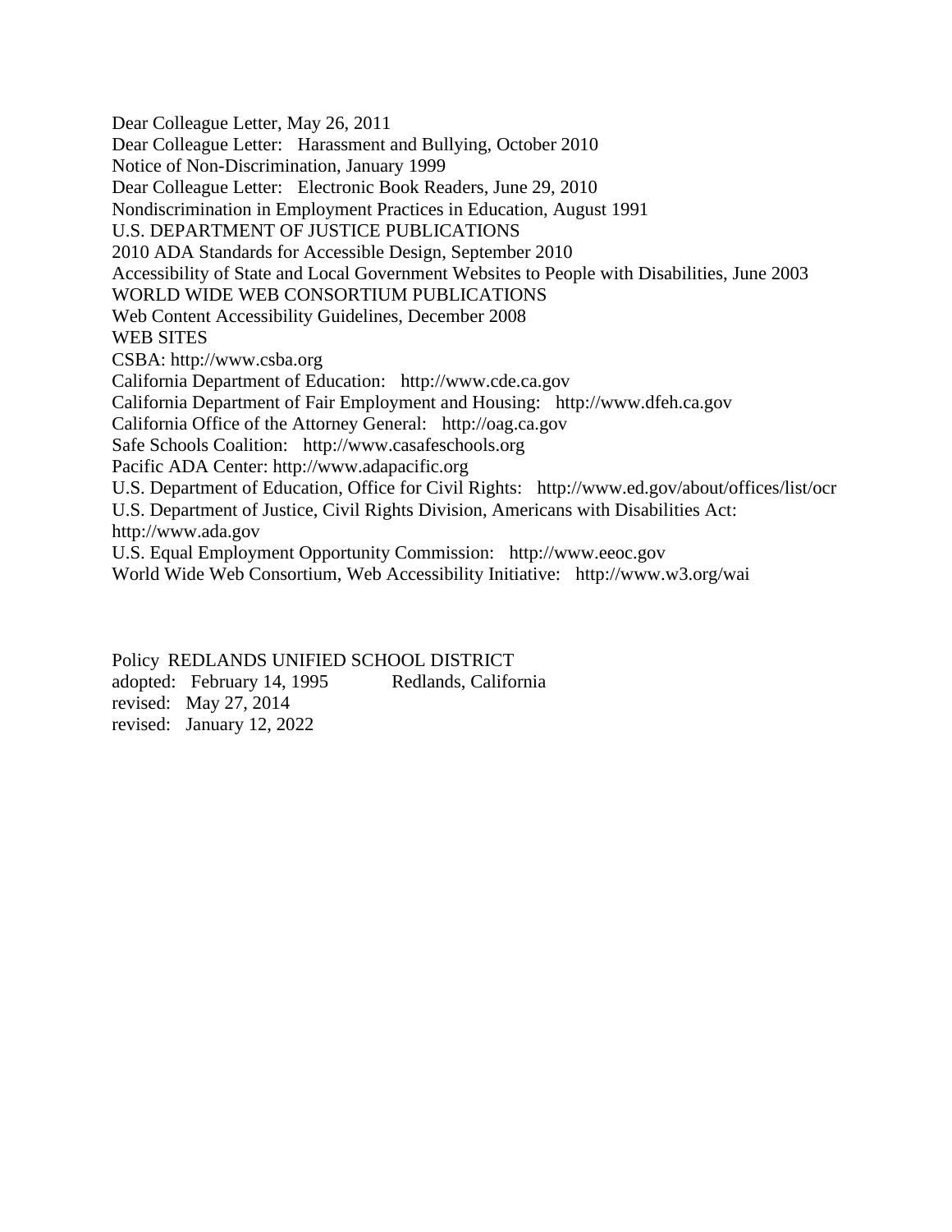Dear Colleague Letter, May 26, 2011

Dear Colleague Letter: Harassment and Bullying, October 2010

Notice of Non-Discrimination, January 1999

Dear Colleague Letter: Electronic Book Readers, June 29, 2010

Nondiscrimination in Employment Practices in Education, August 1991

U.S. DEPARTMENT OF JUSTICE PUBLICATIONS

2010 ADA Standards for Accessible Design, September 2010

Accessibility of State and Local Government Websites to People with Disabilities, June 2003

WORLD WIDE WEB CONSORTIUM PUBLICATIONS

Web Content Accessibility Guidelines, December 2008

WEB SITES

CSBA: http://www.csba.org

California Department of Education: http://www.cde.ca.gov

California Department of Fair Employment and Housing: http://www.dfeh.ca.gov

California Office of the Attorney General: http://oag.ca.gov

Safe Schools Coalition: http://www.casafeschools.org

Pacific ADA Center: http://www.adapacific.org

U.S. Department of Education, Office for Civil Rights: http://www.ed.gov/about/offices/list/ocr

U.S. Department of Justice, Civil Rights Division, Americans with Disabilities Act: http://www.ada.gov

U.S. Equal Employment Opportunity Commission: http://www.eeoc.gov

World Wide Web Consortium, Web Accessibility Initiative: http://www.w3.org/wai

Policy REDLANDS UNIFIED SCHOOL DISTRICT

adopted: February 14, 1995 Redlands, California

revised: May 27, 2014

revised: January 12, 2022